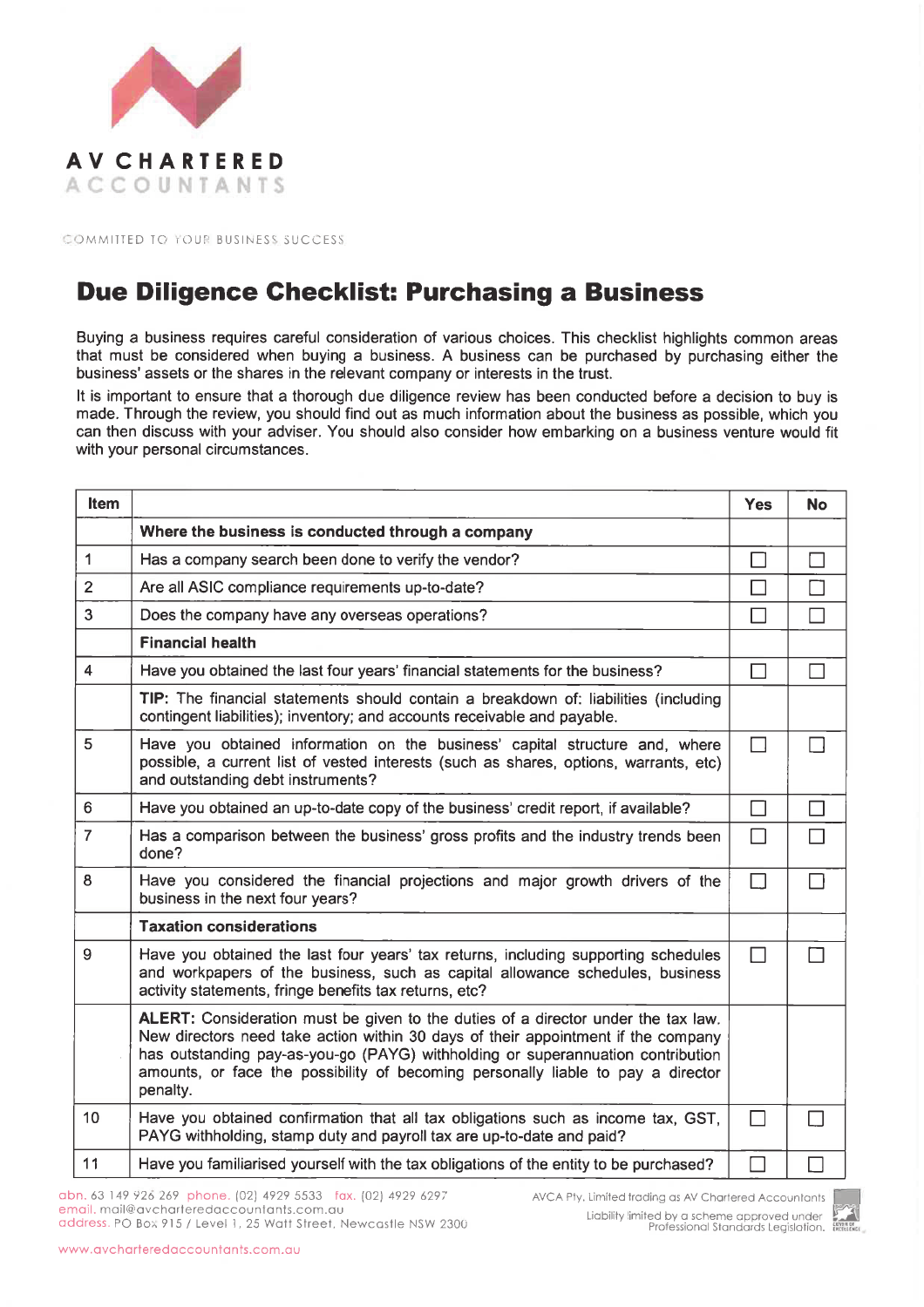AV CHARTERED ACCOUNTANTS

COMMITTED TO YOUR BUSINESS SUCCESS

# Due Diligence Checklist: Purchasing a Business

Buying a business requires careful consideration of various choices. This checklist highlights common areas that must be considered when buying a business. A business can be purchased by purchasing either the business' assets or the shares in the relevant company or interests in the trust.

It is important to ensure that a thorough due diligence review has been conducted before a decision to buy is made. Through the review, you should find out as much information about the business as possible, which you can then discuss with your adviser. You should also consider how embarking on a business venture would fit with your personal circumstances.

| Item | | Yes | No |
|---|---|---|---|
| | **Where the business is conducted through a company** | | |
| 1 | Has a company search been done to verify the vendor? | ☐ | ☐ |
| 2 | Are all ASIC compliance requirements up-to-date? | ☐ | ☐ |
| 3 | Does the company have any overseas operations? | ☐ | ☐ |
| | **Financial health** | | |
| 4 | Have you obtained the last four years' financial statements for the business? | ☐ | ☐ |
| | **TIP:** The financial statements should contain a breakdown of: liabilities (including contingent liabilities); inventory; and accounts receivable and payable. | | |
| 5 | Have you obtained information on the business' capital structure and, where possible, a current list of vested interests (such as shares, options, warrants, etc) and outstanding debt instruments? | ☐ | ☐ |
| 6 | Have you obtained an up-to-date copy of the business' credit report, if available? | ☐ | ☐ |
| 7 | Has a comparison between the business' gross profits and the industry trends been done? | ☐ | ☐ |
| 8 | Have you considered the financial projections and major growth drivers of the business in the next four years? | ☐ | ☐ |
| | **Taxation considerations** | | |
| 9 | Have you obtained the last four years' tax returns, including supporting schedules and workpapers of the business, such as capital allowance schedules, business activity statements, fringe benefits tax returns, etc? | ☐ | ☐ |
| | **ALERT:** Consideration must be given to the duties of a director under the tax law. New directors need take action within 30 days of their appointment if the company has outstanding pay-as-you-go (PAYG) withholding or superannuation contribution amounts, or face the possibility of becoming personally liable to pay a director penalty. | | |
| 10 | Have you obtained confirmation that all tax obligations such as income tax, GST, PAYG withholding, stamp duty and payroll tax are up-to-date and paid? | ☐ | ☐ |
| 11 | Have you familiarised yourself with the tax obligations of the entity to be purchased? | ☐ | ☐ |

abn. 63 149 926 269 phone. (02) 4929 5533 fax. (02) 4929 6297
email. mail@avcharteredaccountants.com.au
address. PO Box 915 / Level 1, 25 Watt Street, Newcastle NSW 2300

www.avcharteredaccountants.com.au

AVCA Pty. Limited trading as AV Chartered Accountants
Liability limited by a scheme approved under Professional Standards Legislation.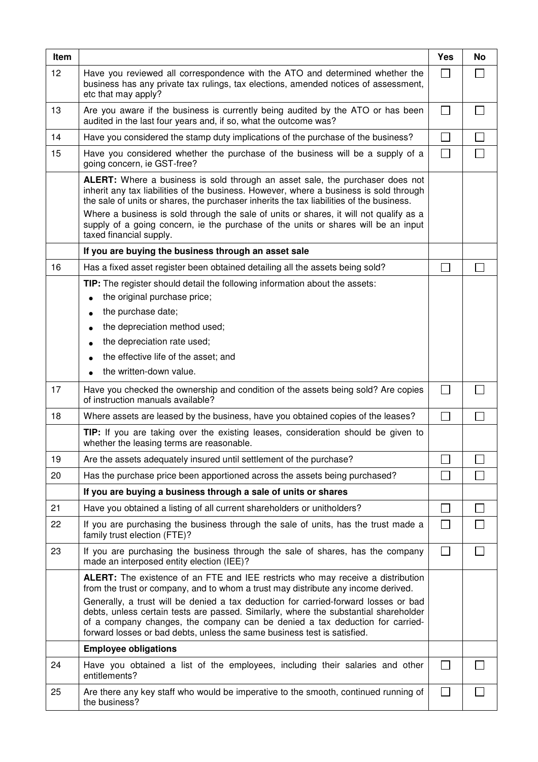| Item | | Yes | No |
|---|---|---|---|
| 12 | Have you reviewed all correspondence with the ATO and determined whether the business has any private tax rulings, tax elections, amended notices of assessment, etc that may apply? | ☐ | ☐ |
| 13 | Are you aware if the business is currently being audited by the ATO or has been audited in the last four years and, if so, what the outcome was? | ☐ | ☐ |
| 14 | Have you considered the stamp duty implications of the purchase of the business? | ☐ | ☐ |
| 15 | Have you considered whether the purchase of the business will be a supply of a going concern, ie GST-free? | ☐ | ☐ |
| | **ALERT:** Where a business is sold through an asset sale, the purchaser does not inherit any tax liabilities of the business. However, where a business is sold through the sale of units or shares, the purchaser inherits the tax liabilities of the business. Where a business is sold through the sale of units or shares, it will not qualify as a supply of a going concern, ie the purchase of the units or shares will be an input taxed financial supply. | | |
| | **If you are buying the business through an asset sale** | | |
| 16 | Has a fixed asset register been obtained detailing all the assets being sold? | ☐ | ☐ |
| | **TIP:** The register should detail the following information about the assets: • the original purchase price; • the purchase date; • the depreciation method used; • the depreciation rate used; • the effective life of the asset; and • the written-down value. | | |
| 17 | Have you checked the ownership and condition of the assets being sold? Are copies of instruction manuals available? | ☐ | ☐ |
| 18 | Where assets are leased by the business, have you obtained copies of the leases? | ☐ | ☐ |
| | **TIP:** If you are taking over the existing leases, consideration should be given to whether the leasing terms are reasonable. | | |
| 19 | Are the assets adequately insured until settlement of the purchase? | ☐ | ☐ |
| 20 | Has the purchase price been apportioned across the assets being purchased? | ☐ | ☐ |
| | **If you are buying a business through a sale of units or shares** | | |
| 21 | Have you obtained a listing of all current shareholders or unitholders? | ☐ | ☐ |
| 22 | If you are purchasing the business through the sale of units, has the trust made a family trust election (FTE)? | ☐ | ☐ |
| 23 | If you are purchasing the business through the sale of shares, has the company made an interposed entity election (IEE)? | ☐ | ☐ |
| | **ALERT:** The existence of an FTE and IEE restricts who may receive a distribution from the trust or company, and to whom a trust may distribute any income derived. Generally, a trust will be denied a tax deduction for carried-forward losses or bad debts, unless certain tests are passed. Similarly, where the substantial shareholder of a company changes, the company can be denied a tax deduction for carried-forward losses or bad debts, unless the same business test is satisfied. | | |
| | **Employee obligations** | | |
| 24 | Have you obtained a list of the employees, including their salaries and other entitlements? | ☐ | ☐ |
| 25 | Are there any key staff who would be imperative to the smooth, continued running of the business? | ☐ | ☐ |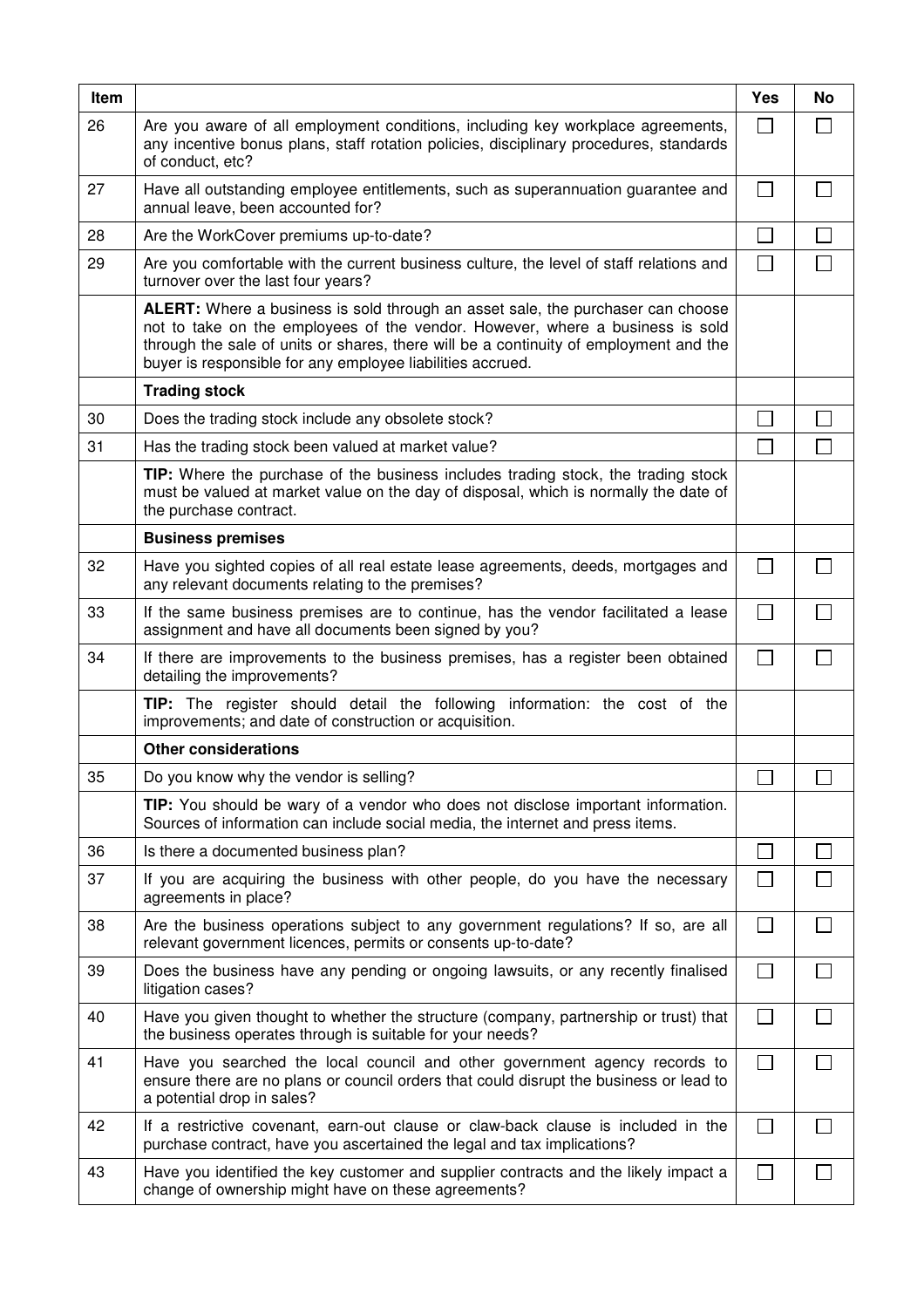| Item | | Yes | No |
|---|---|---|---|
| 26 | Are you aware of all employment conditions, including key workplace agreements, any incentive bonus plans, staff rotation policies, disciplinary procedures, standards of conduct, etc? | ☐ | ☐ |
| 27 | Have all outstanding employee entitlements, such as superannuation guarantee and annual leave, been accounted for? | ☐ | ☐ |
| 28 | Are the WorkCover premiums up-to-date? | ☐ | ☐ |
| 29 | Are you comfortable with the current business culture, the level of staff relations and turnover over the last four years? | ☐ | ☐ |
| | **ALERT:** Where a business is sold through an asset sale, the purchaser can choose not to take on the employees of the vendor. However, where a business is sold through the sale of units or shares, there will be a continuity of employment and the buyer is responsible for any employee liabilities accrued. | | |
| | **Trading stock** | | |
| 30 | Does the trading stock include any obsolete stock? | ☐ | ☐ |
| 31 | Has the trading stock been valued at market value? | ☐ | ☐ |
| | **TIP:** Where the purchase of the business includes trading stock, the trading stock must be valued at market value on the day of disposal, which is normally the date of the purchase contract. | | |
| | **Business premises** | | |
| 32 | Have you sighted copies of all real estate lease agreements, deeds, mortgages and any relevant documents relating to the premises? | ☐ | ☐ |
| 33 | If the same business premises are to continue, has the vendor facilitated a lease assignment and have all documents been signed by you? | ☐ | ☐ |
| 34 | If there are improvements to the business premises, has a register been obtained detailing the improvements? | ☐ | ☐ |
| | **TIP:** The register should detail the following information: the cost of the improvements; and date of construction or acquisition. | | |
| | **Other considerations** | | |
| 35 | Do you know why the vendor is selling? | ☐ | ☐ |
| | **TIP:** You should be wary of a vendor who does not disclose important information. Sources of information can include social media, the internet and press items. | | |
| 36 | Is there a documented business plan? | ☐ | ☐ |
| 37 | If you are acquiring the business with other people, do you have the necessary agreements in place? | ☐ | ☐ |
| 38 | Are the business operations subject to any government regulations? If so, are all relevant government licences, permits or consents up-to-date? | ☐ | ☐ |
| 39 | Does the business have any pending or ongoing lawsuits, or any recently finalised litigation cases? | ☐ | ☐ |
| 40 | Have you given thought to whether the structure (company, partnership or trust) that the business operates through is suitable for your needs? | ☐ | ☐ |
| 41 | Have you searched the local council and other government agency records to ensure there are no plans or council orders that could disrupt the business or lead to a potential drop in sales? | ☐ | ☐ |
| 42 | If a restrictive covenant, earn-out clause or claw-back clause is included in the purchase contract, have you ascertained the legal and tax implications? | ☐ | ☐ |
| 43 | Have you identified the key customer and supplier contracts and the likely impact a change of ownership might have on these agreements? | ☐ | ☐ |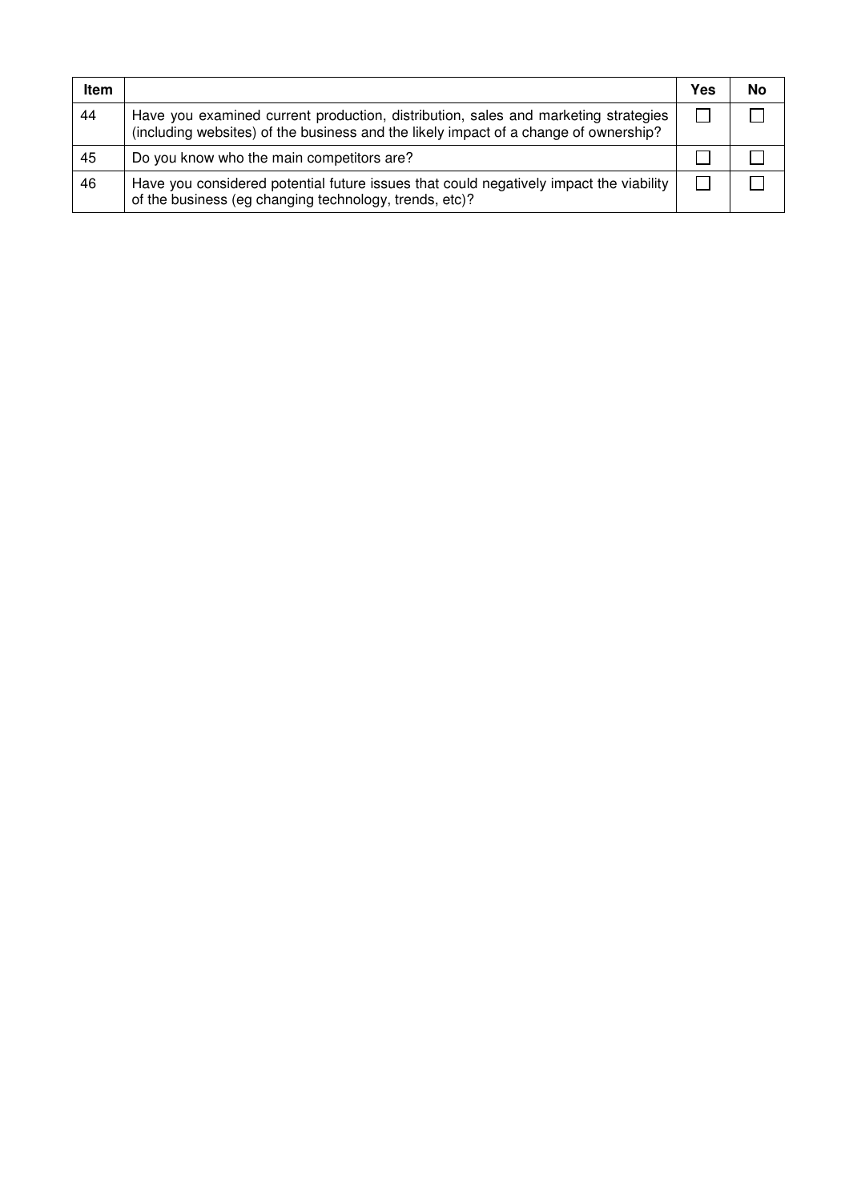| Item | | Yes | No |
|---|---|---|---|
| 44 | Have you examined current production, distribution, sales and marketing strategies (including websites) of the business and the likely impact of a change of ownership? | ☐ | ☐ |
| 45 | Do you know who the main competitors are? | ☐ | ☐ |
| 46 | Have you considered potential future issues that could negatively impact the viability of the business (eg changing technology, trends, etc)? | ☐ | ☐ |